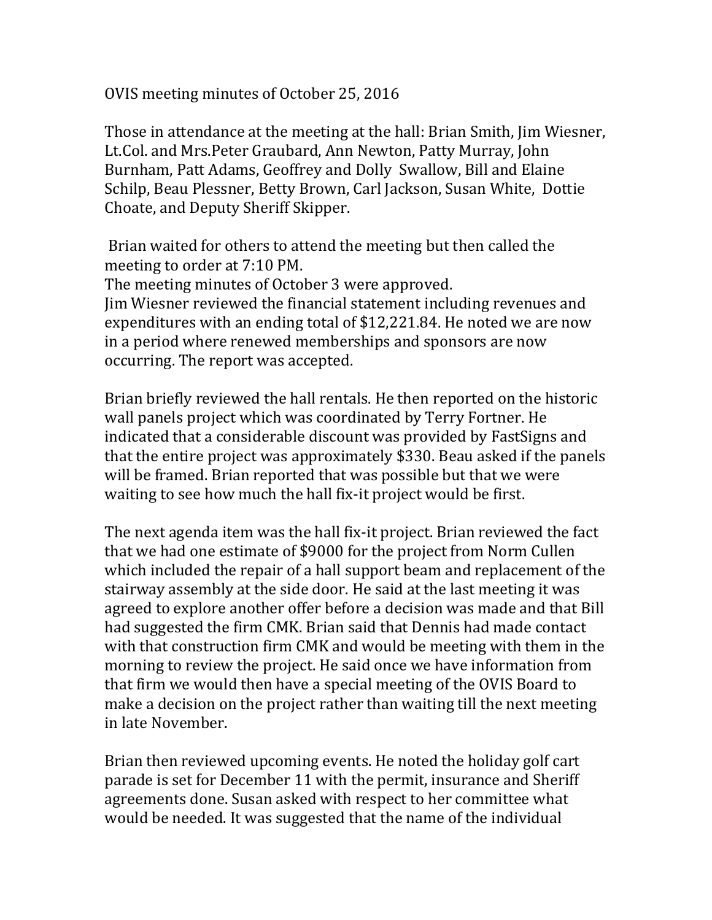OVIS meeting minutes of October 25, 2016

Those in attendance at the meeting at the hall: Brian Smith, Jim Wiesner, Lt.Col. and Mrs.Peter Graubard, Ann Newton, Patty Murray, John Burnham, Patt Adams, Geoffrey and Dolly Swallow, Bill and Elaine Schilp, Beau Plessner, Betty Brown, Carl Jackson, Susan White, Dottie Choate, and Deputy Sheriff Skipper.

Brian waited for others to attend the meeting but then called the meeting to order at 7:10 PM.
The meeting minutes of October 3 were approved.
Jim Wiesner reviewed the financial statement including revenues and expenditures with an ending total of $12,221.84. He noted we are now in a period where renewed memberships and sponsors are now occurring. The report was accepted.

Brian briefly reviewed the hall rentals. He then reported on the historic wall panels project which was coordinated by Terry Fortner. He indicated that a considerable discount was provided by FastSigns and that the entire project was approximately $330. Beau asked if the panels will be framed. Brian reported that was possible but that we were waiting to see how much the hall fix-it project would be first.

The next agenda item was the hall fix-it project. Brian reviewed the fact that we had one estimate of $9000 for the project from Norm Cullen which included the repair of a hall support beam and replacement of the stairway assembly at the side door. He said at the last meeting it was agreed to explore another offer before a decision was made and that Bill had suggested the firm CMK. Brian said that Dennis had made contact with that construction firm CMK and would be meeting with them in the morning to review the project. He said once we have information from that firm we would then have a special meeting of the OVIS Board to make a decision on the project rather than waiting till the next meeting in late November.

Brian then reviewed upcoming events. He noted the holiday golf cart parade is set for December 11 with the permit, insurance and Sheriff agreements done. Susan asked with respect to her committee what would be needed. It was suggested that the name of the individual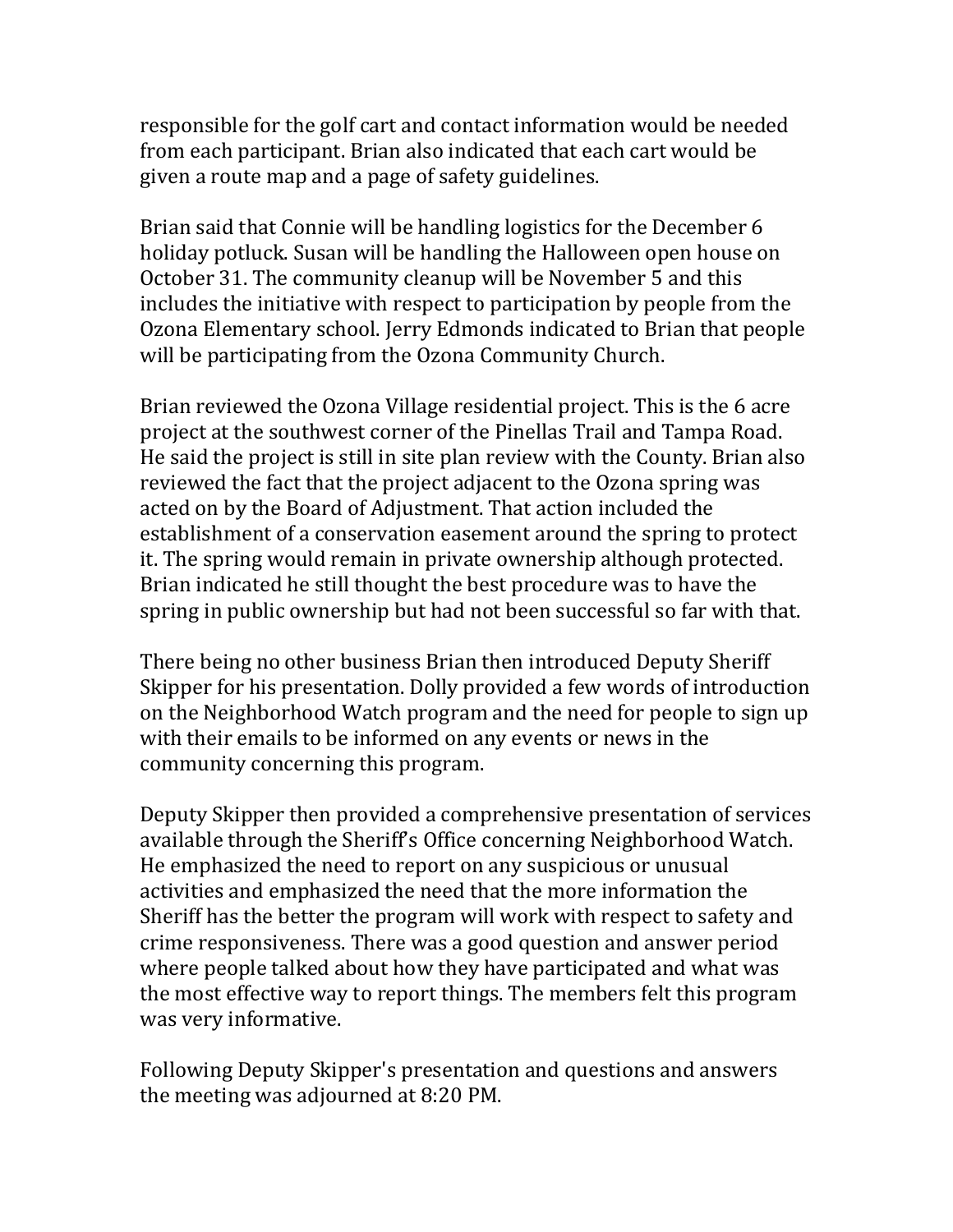responsible for the golf cart and contact information would be needed from each participant. Brian also indicated that each cart would be given a route map and a page of safety guidelines.

Brian said that Connie will be handling logistics for the December 6 holiday potluck. Susan will be handling the Halloween open house on October 31. The community cleanup will be November 5 and this includes the initiative with respect to participation by people from the Ozona Elementary school. Jerry Edmonds indicated to Brian that people will be participating from the Ozona Community Church.

Brian reviewed the Ozona Village residential project. This is the 6 acre project at the southwest corner of the Pinellas Trail and Tampa Road. He said the project is still in site plan review with the County. Brian also reviewed the fact that the project adjacent to the Ozona spring was acted on by the Board of Adjustment. That action included the establishment of a conservation easement around the spring to protect it. The spring would remain in private ownership although protected. Brian indicated he still thought the best procedure was to have the spring in public ownership but had not been successful so far with that.

There being no other business Brian then introduced Deputy Sheriff Skipper for his presentation. Dolly provided a few words of introduction on the Neighborhood Watch program and the need for people to sign up with their emails to be informed on any events or news in the community concerning this program.

Deputy Skipper then provided a comprehensive presentation of services available through the Sheriff's Office concerning Neighborhood Watch. He emphasized the need to report on any suspicious or unusual activities and emphasized the need that the more information the Sheriff has the better the program will work with respect to safety and crime responsiveness. There was a good question and answer period where people talked about how they have participated and what was the most effective way to report things. The members felt this program was very informative.

Following Deputy Skipper's presentation and questions and answers the meeting was adjourned at 8:20 PM.